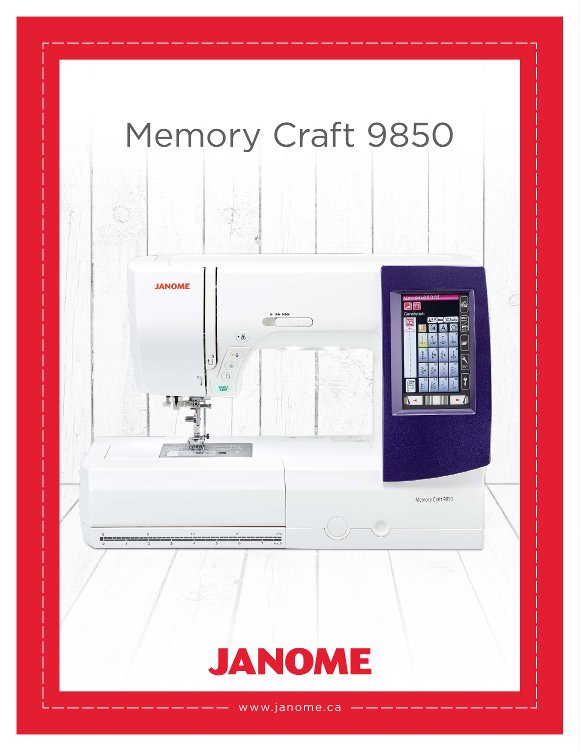# Memory Craft 9850

JANOME

www.janome.ca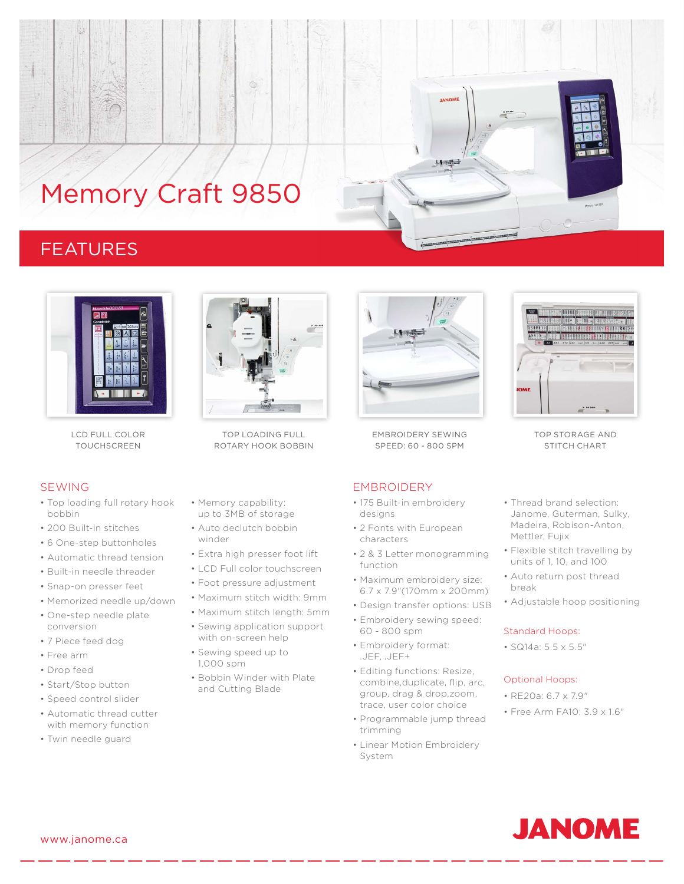# Memory Craft 9850

## FEATURES

LCD FULL COLOR TOUCHSCREEN

TOP LOADING FULL ROTARY HOOK BOBBIN

EMBROIDERY SEWING SPEED: 60 - 800 SPM

TOP STORAGE AND STITCH CHART

### SEWING

- Top loading full rotary hook bobbin
- 200 Built-in stitches
- 6 One-step buttonholes
- Automatic thread tension
- Built-in needle threader
- Snap-on presser feet
- Memorized needle up/down
- One-step needle plate conversion
- 7 Piece feed dog
- Free arm
- Drop feed
- Start/Stop button
- Speed control slider
- Automatic thread cutter with memory function
- Twin needle guard
- Memory capability: up to 3MB of storage
- Auto declutch bobbin winder
- Extra high presser foot lift
- LCD Full color touchscreen
- Foot pressure adjustment
- Maximum stitch width: 9mm
- Maximum stitch length: 5mm
- Sewing application support with on-screen help
- Sewing speed up to 1,000 spm
- Bobbin Winder with Plate and Cutting Blade

### EMBROIDERY

- 175 Built-in embroidery designs
- 2 Fonts with European characters
- 2 & 3 Letter monogramming function
- Maximum embroidery size: 6.7 x 7.9"(170mm x 200mm)
- Design transfer options: USB
- Embroidery sewing speed: 60 - 800 spm
- Embroidery format: .JEF, .JEF+
- Editing functions: Resize, combine,duplicate, flip, arc, group, drag & drop,zoom, trace, user color choice
- Programmable jump thread trimming
- Linear Motion Embroidery System
- Thread brand selection: Janome, Guterman, Sulky, Madeira, Robison-Anton, Mettler, Fujix
- Flexible stitch travelling by units of 1, 10, and 100
- Auto return post thread break
- Adjustable hoop positioning

#### Standard Hoops:

- SQ14a: 5.5 x 5.5"

#### Optional Hoops:

- RE20a: 6.7 x 7.9"
- Free Arm FA10: 3.9 x 1.6"

www.janome.ca

JANOME